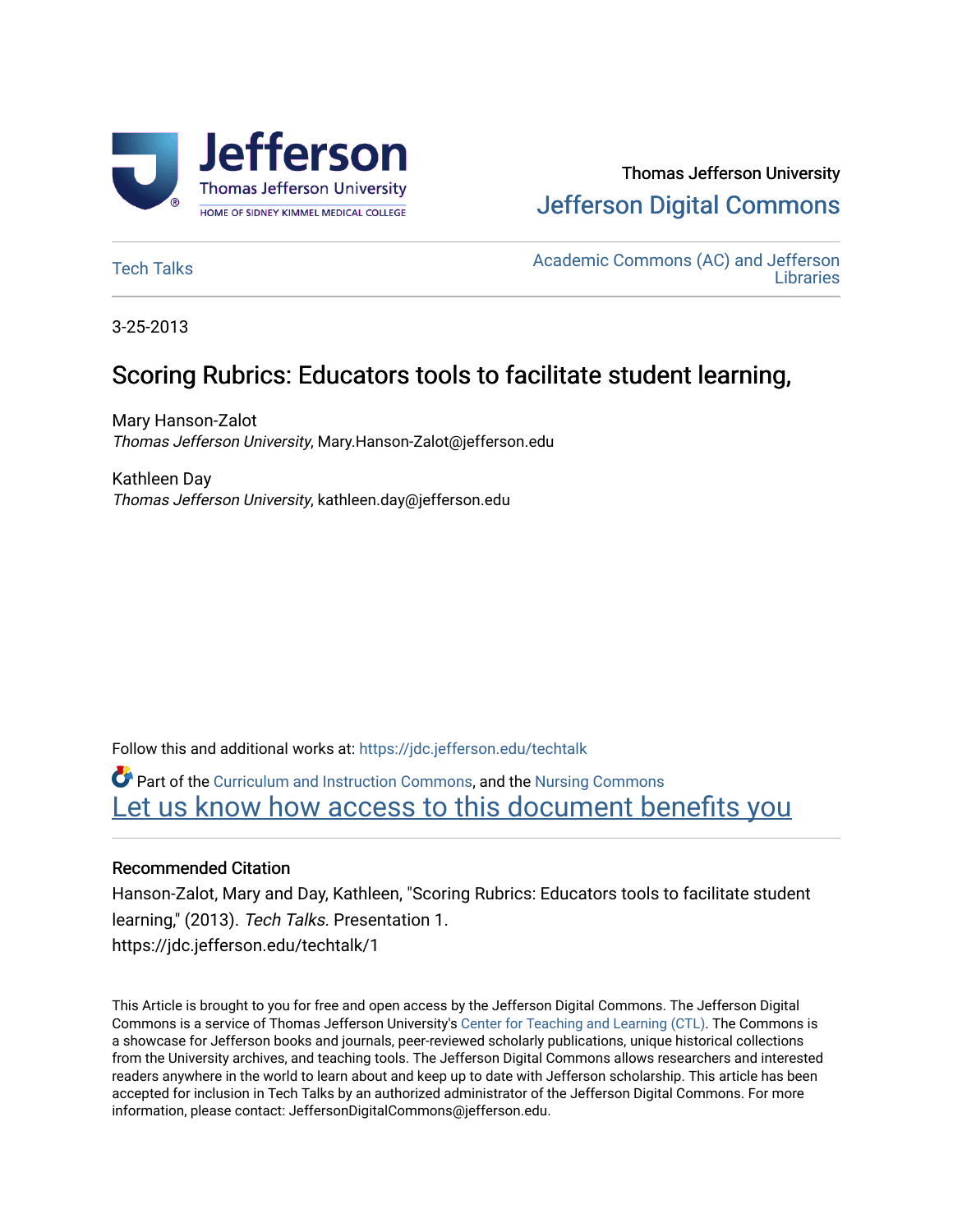Thomas Jefferson University

Jefferson Digital Commons

Tech Talks

Academic Commons (AC) and Jefferson Libraries

3-25-2013

# Scoring Rubrics: Educators tools to facilitate student learning,

Mary Hanson-Zalot
*Thomas Jefferson University*, Mary.Hanson-Zalot@jefferson.edu

Kathleen Day
*Thomas Jefferson University*, kathleen.day@jefferson.edu

Follow this and additional works at: https://jdc.jefferson.edu/techtalk

Part of the Curriculum and Instruction Commons, and the Nursing Commons

Let us know how access to this document benefits you

## Recommended Citation

Hanson-Zalot, Mary and Day, Kathleen, "Scoring Rubrics: Educators tools to facilitate student learning," (2013). *Tech Talks.* Presentation 1.
https://jdc.jefferson.edu/techtalk/1

This Article is brought to you for free and open access by the Jefferson Digital Commons. The Jefferson Digital Commons is a service of Thomas Jefferson University's Center for Teaching and Learning (CTL). The Commons is a showcase for Jefferson books and journals, peer-reviewed scholarly publications, unique historical collections from the University archives, and teaching tools. The Jefferson Digital Commons allows researchers and interested readers anywhere in the world to learn about and keep up to date with Jefferson scholarship. This article has been accepted for inclusion in Tech Talks by an authorized administrator of the Jefferson Digital Commons. For more information, please contact: JeffersonDigitalCommons@jefferson.edu.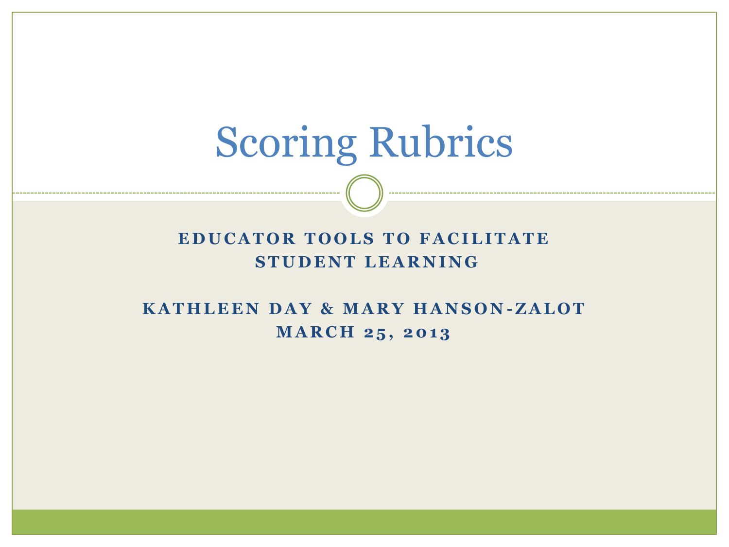# Scoring Rubrics

**EDUCATOR TOOLS TO FACILITATE STUDENT LEARNING**

**KATHLEEN DAY & MARY HANSON-ZALOT**
**MARCH 25, 2013**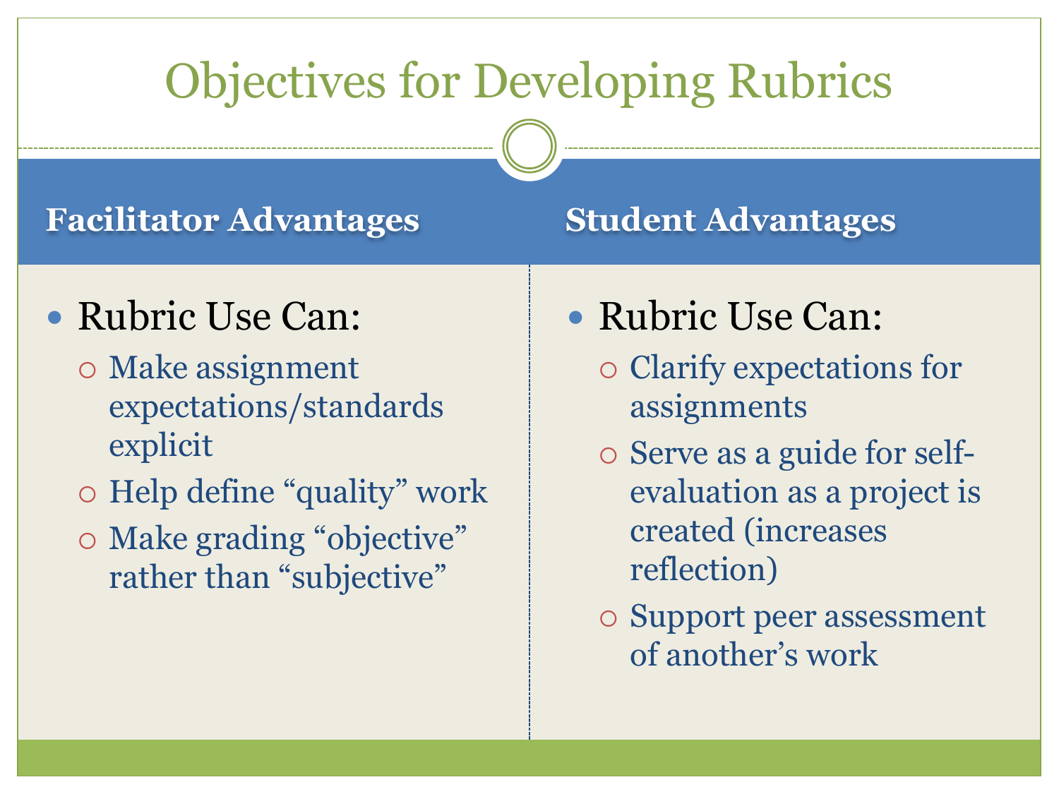# Objectives for Developing Rubrics

## Facilitator Advantages

- Rubric Use Can:
  - Make assignment expectations/standards explicit
  - Help define "quality" work
  - Make grading "objective" rather than "subjective"

## Student Advantages

- Rubric Use Can:
  - Clarify expectations for assignments
  - Serve as a guide for self-evaluation as a project is created (increases reflection)
  - Support peer assessment of another's work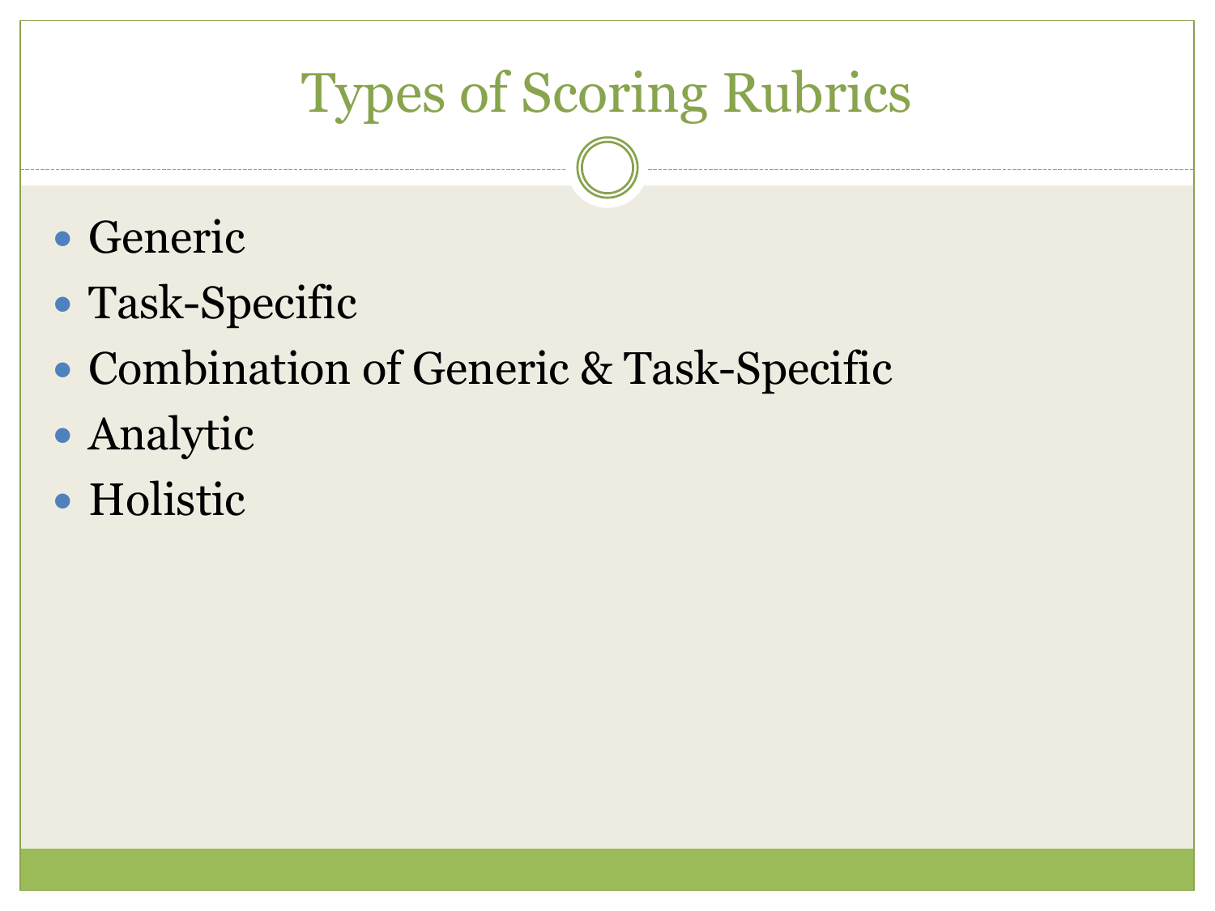# Types of Scoring Rubrics

- Generic
- Task-Specific
- Combination of Generic & Task-Specific
- Analytic
- Holistic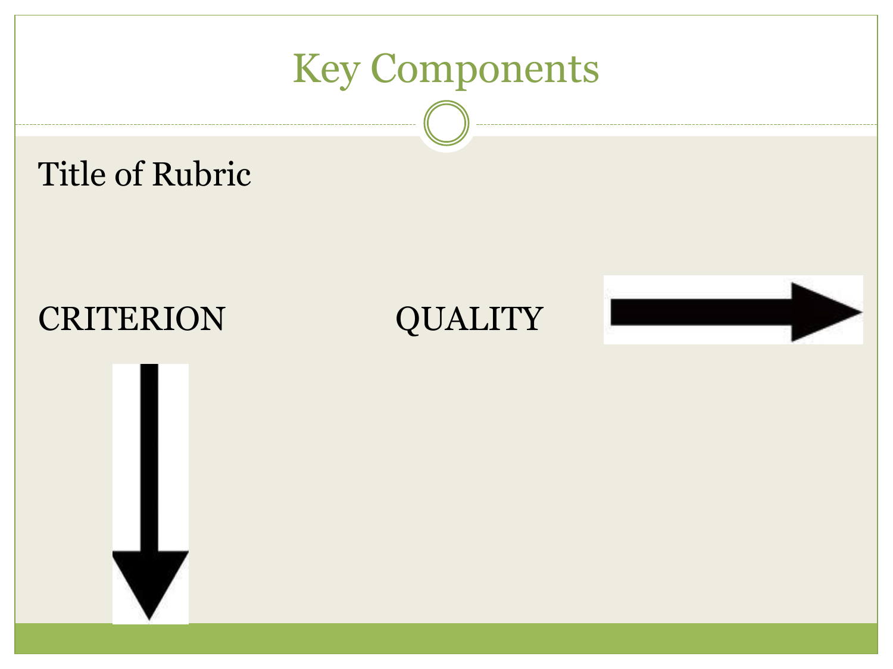# Key Components

Title of Rubric

CRITERION

QUALITY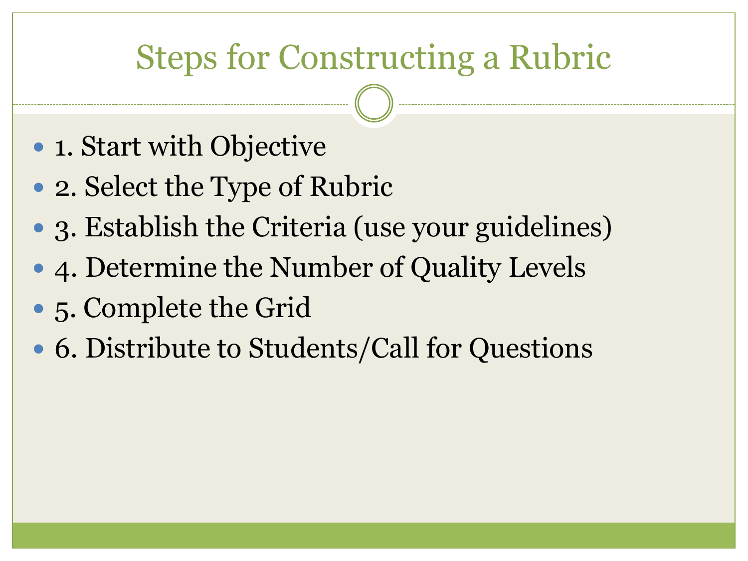# Steps for Constructing a Rubric

- 1. Start with Objective
- 2. Select the Type of Rubric
- 3. Establish the Criteria (use your guidelines)
- 4. Determine the Number of Quality Levels
- 5. Complete the Grid
- 6. Distribute to Students/Call for Questions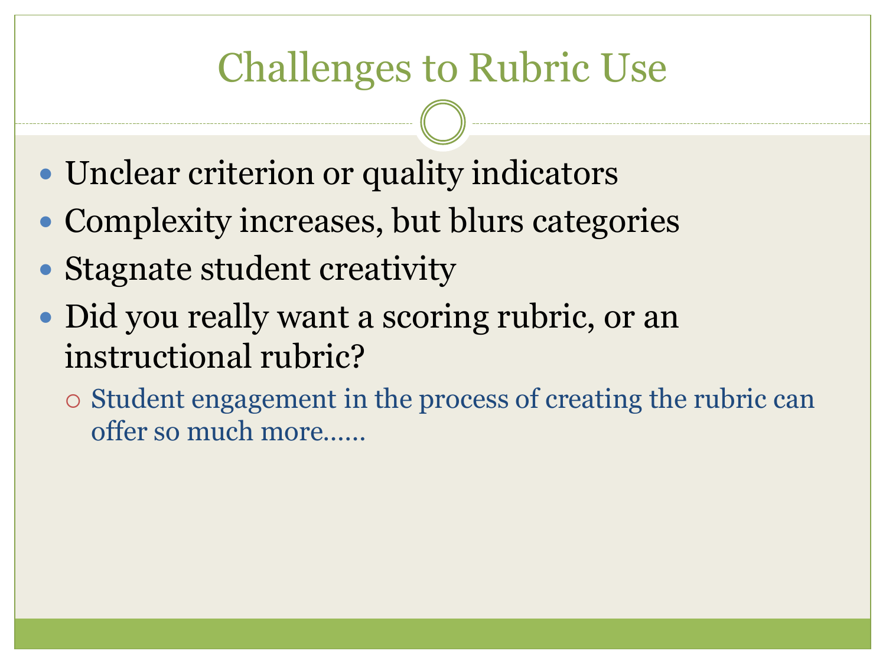# Challenges to Rubric Use

- Unclear criterion or quality indicators
- Complexity increases, but blurs categories
- Stagnate student creativity
- Did you really want a scoring rubric, or an instructional rubric?
  - Student engagement in the process of creating the rubric can offer so much more……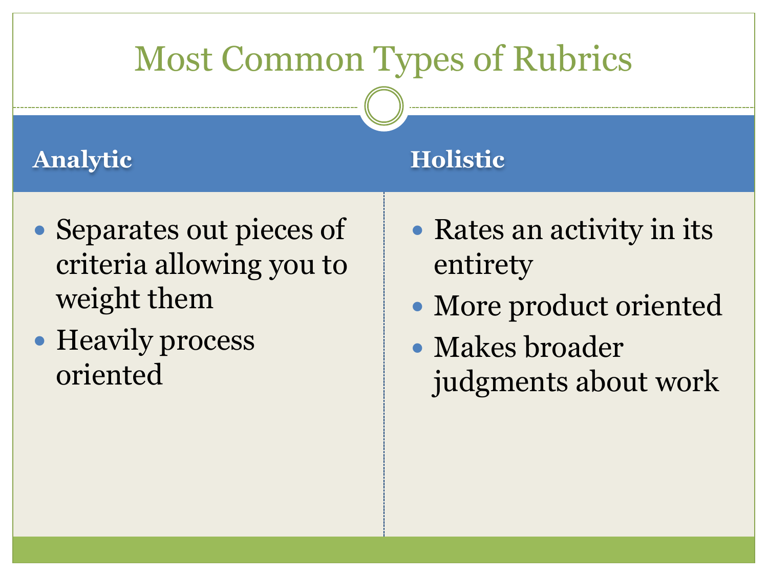# Most Common Types of Rubrics

## Analytic

- Separates out pieces of criteria allowing you to weight them
- Heavily process oriented

## Holistic

- Rates an activity in its entirety
- More product oriented
- Makes broader judgments about work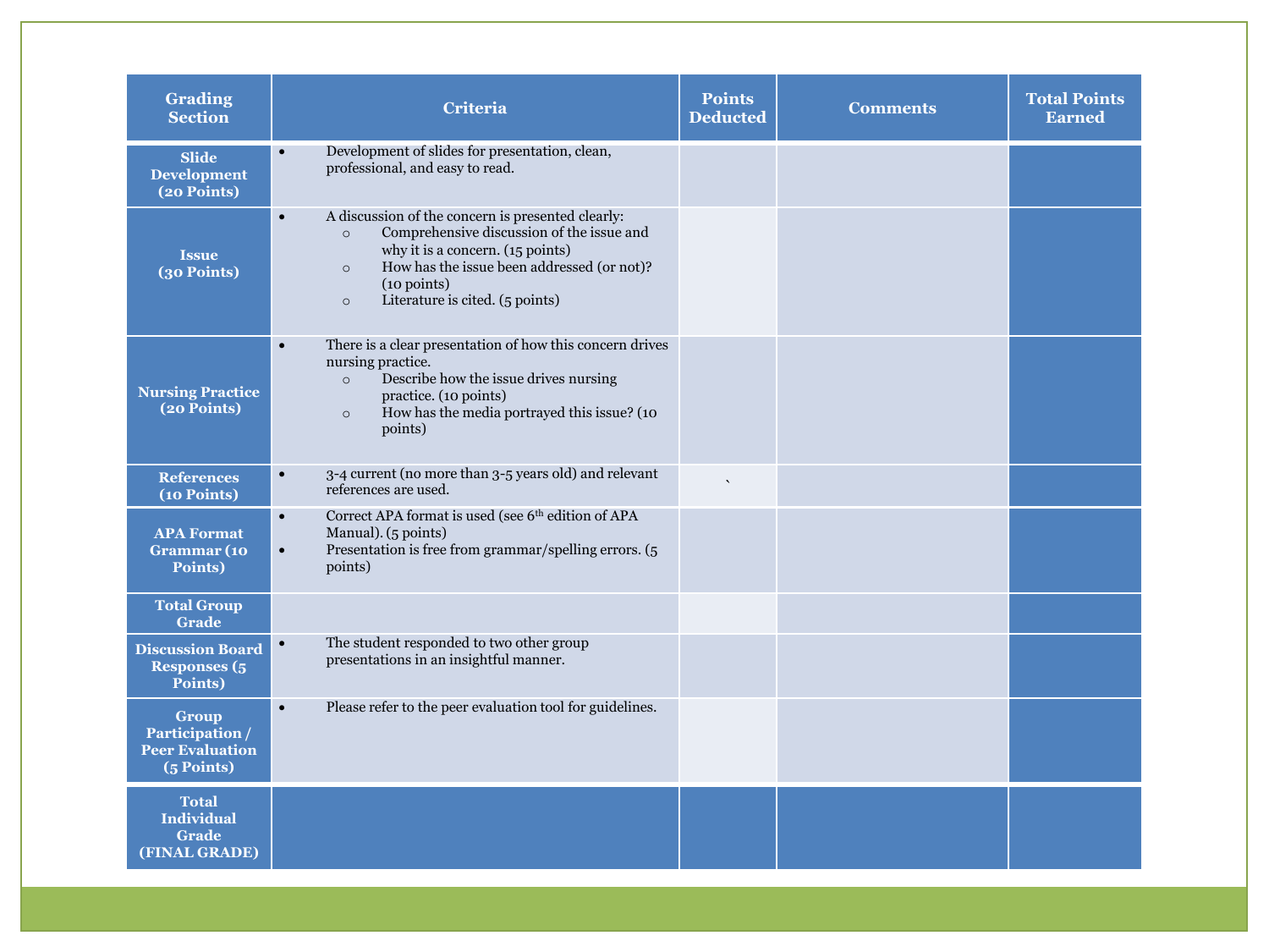| Grading Section | Criteria | Points Deducted | Comments | Total Points Earned |
|---|---|---|---|---|
| **Slide Development (20 Points)** | • Development of slides for presentation, clean, professional, and easy to read. | | | |
| **Issue (30 Points)** | • A discussion of the concern is presented clearly:<br>○ Comprehensive discussion of the issue and why it is a concern. (15 points)<br>○ How has the issue been addressed (or not)? (10 points)<br>○ Literature is cited. (5 points) | | | |
| **Nursing Practice (20 Points)** | • There is a clear presentation of how this concern drives nursing practice.<br>○ Describe how the issue drives nursing practice. (10 points)<br>○ How has the media portrayed this issue? (10 points) | | | |
| **References (10 Points)** | • 3-4 current (no more than 3-5 years old) and relevant references are used. | ` | | |
| **APA Format Grammar (10 Points)** | • Correct APA format is used (see 6th edition of APA Manual). (5 points)<br>• Presentation is free from grammar/spelling errors. (5 points) | | | |
| **Total Group Grade** | | | | |
| **Discussion Board Responses (5 Points)** | • The student responded to two other group presentations in an insightful manner. | | | |
| **Group Participation / Peer Evaluation (5 Points)** | • Please refer to the peer evaluation tool for guidelines. | | | |
| **Total Individual Grade (FINAL GRADE)** | | | | |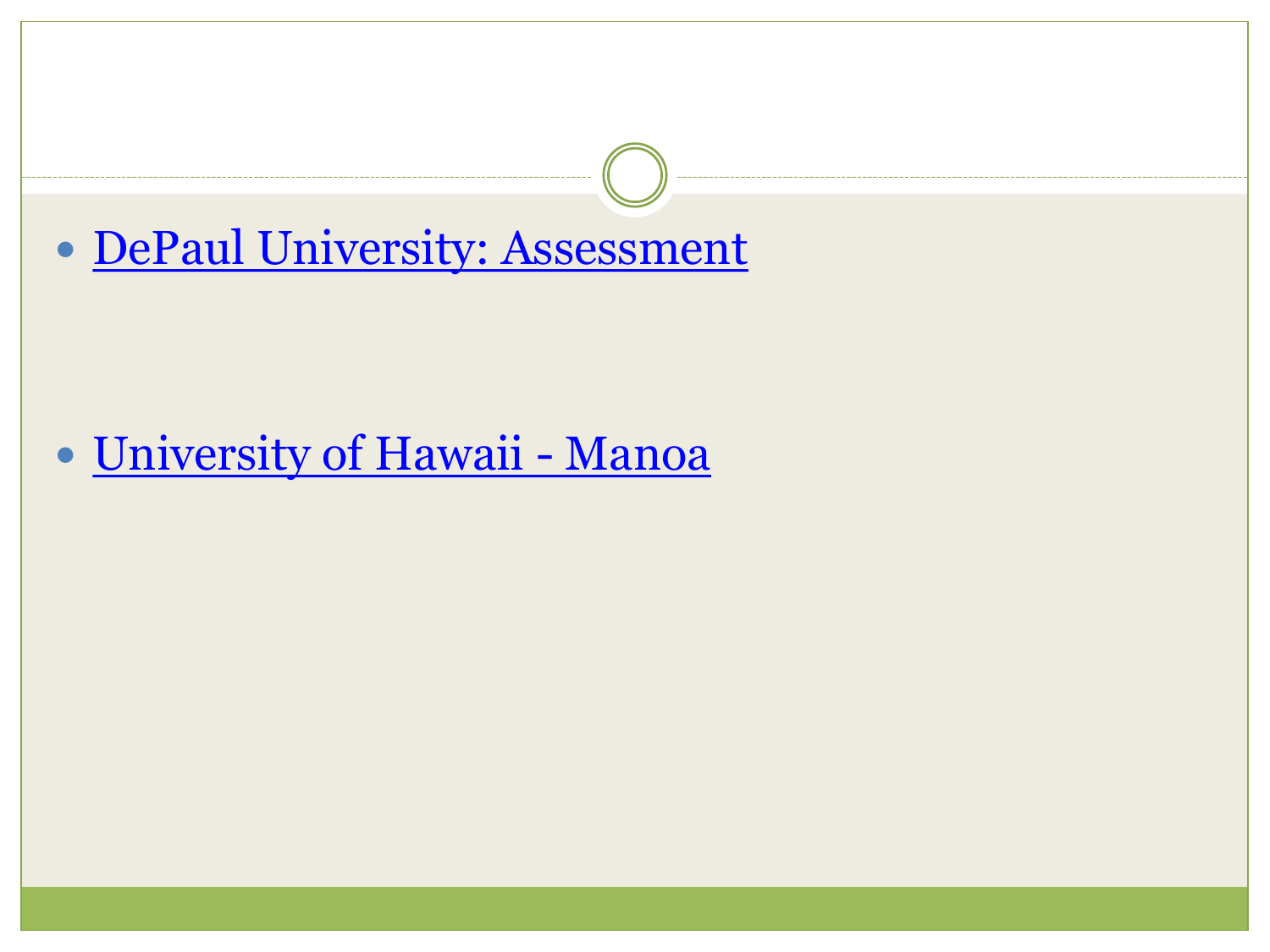- DePaul University: Assessment

- University of Hawaii - Manoa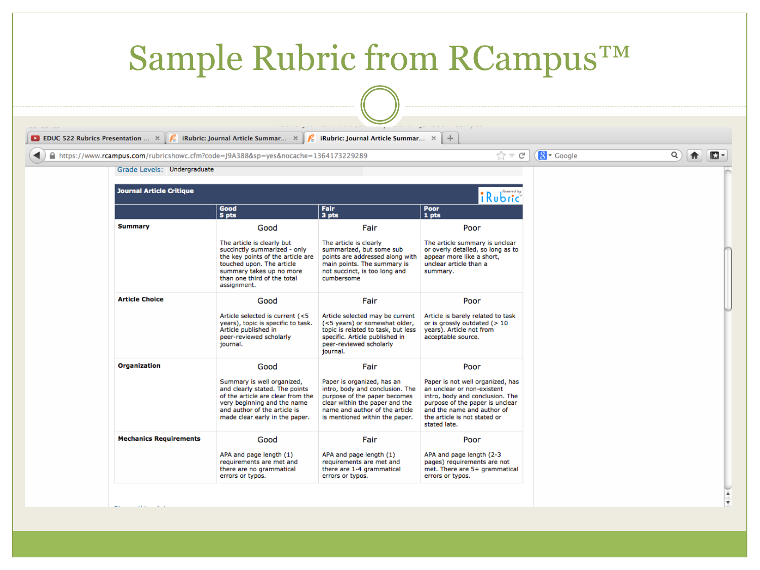# Sample Rubric from RCampus™

Grade Levels: Undergraduate

| Journal Article Critique | Good 5 pts | Fair 3 pts | Poor 1 pts |
|---|---|---|---|
| **Summary** | Good<br><br>The article is clearly but succinctly summarized - only the key points of the article are touched upon. The article summary takes up no more than one third of the total assignment. | Fair<br><br>The article is clearly summarized, but some sub points are addressed along with main points. The summary is not succinct, is too long and cumbersome | Poor<br><br>The article summary is unclear or overly detailed, so long as to appear more like a short, unclear article than a summary. |
| **Article Choice** | Good<br><br>Article selected is current (<5 years), topic is specific to task. Article published in peer-reviewed scholarly journal. | Fair<br><br>Article selected may be current (<5 years) or somewhat older, topic is related to task, but less specific. Article published in peer-reviewed scholarly journal. | Poor<br><br>Article is barely related to task or is grossly outdated (> 10 years). Article not from acceptable source. |
| **Organization** | Good<br><br>Summary is well organized, and clearly stated. The points of the article are clear from the very beginning and the name and author of the article is made clear early in the paper. | Fair<br><br>Paper is organized, has an intro, body and conclusion. The purpose of the paper becomes clear within the paper and the name and author of the article is mentioned within the paper. | Poor<br><br>Paper is not well organized, has an unclear or non-existent intro, body and conclusion. The purpose of the paper is unclear and the name and author of the article is not stated or stated late. |
| **Mechanics Requirements** | Good<br><br>APA and page length (1) requirements are met and there are no grammatical errors or typos. | Fair<br><br>APA and page length (1) requirements are met and there are 1-4 grammatical errors or typos. | Poor<br><br>APA and page length (2-3 pages) requirements are not met. There are 5+ grammatical errors or typos. |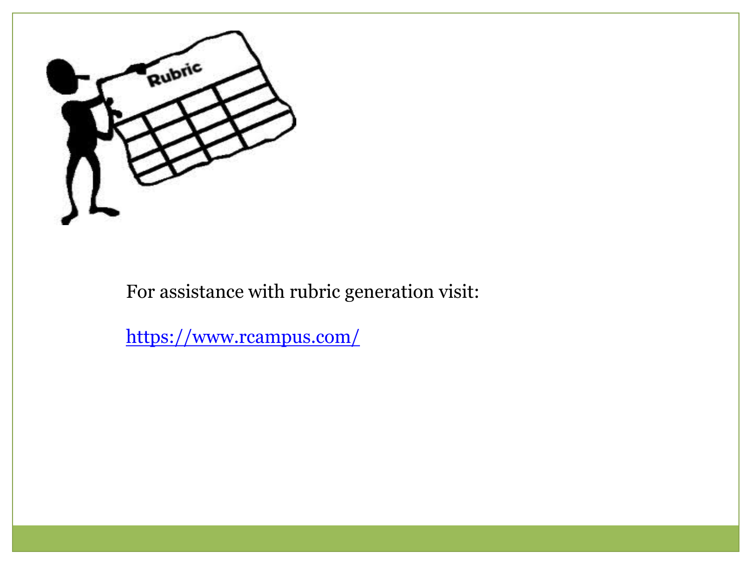For assistance with rubric generation visit:

https://www.rcampus.com/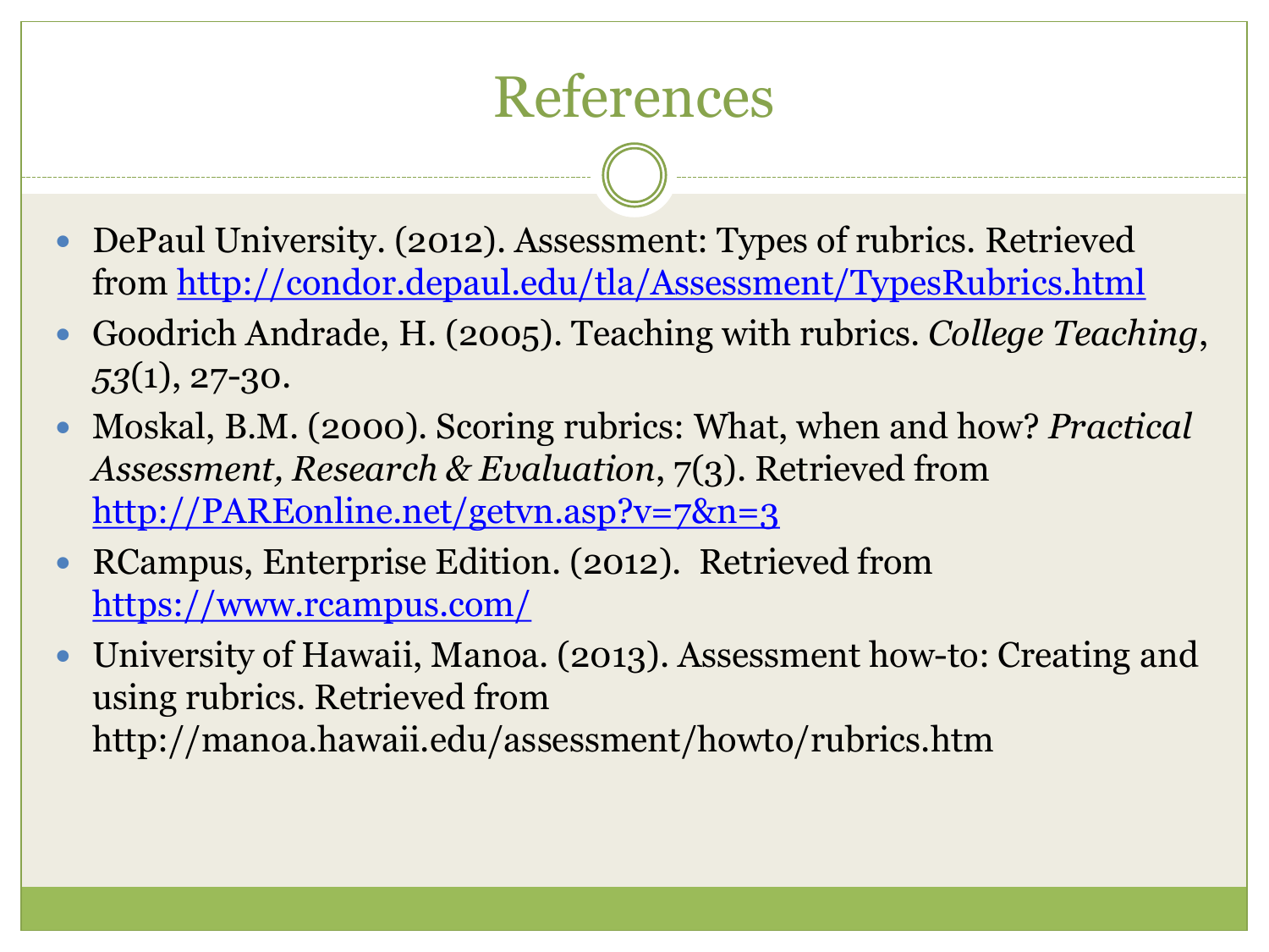# References

- DePaul University. (2012). Assessment: Types of rubrics. Retrieved from http://condor.depaul.edu/tla/Assessment/TypesRubrics.html
- Goodrich Andrade, H. (2005). Teaching with rubrics. *College Teaching*, *53*(1), 27-30.
- Moskal, B.M. (2000). Scoring rubrics: What, when and how? *Practical Assessment, Research & Evaluation*, 7(3). Retrieved from http://PAREonline.net/getvn.asp?v=7&n=3
- RCampus, Enterprise Edition. (2012). Retrieved from https://www.rcampus.com/
- University of Hawaii, Manoa. (2013). Assessment how-to: Creating and using rubrics. Retrieved from http://manoa.hawaii.edu/assessment/howto/rubrics.htm